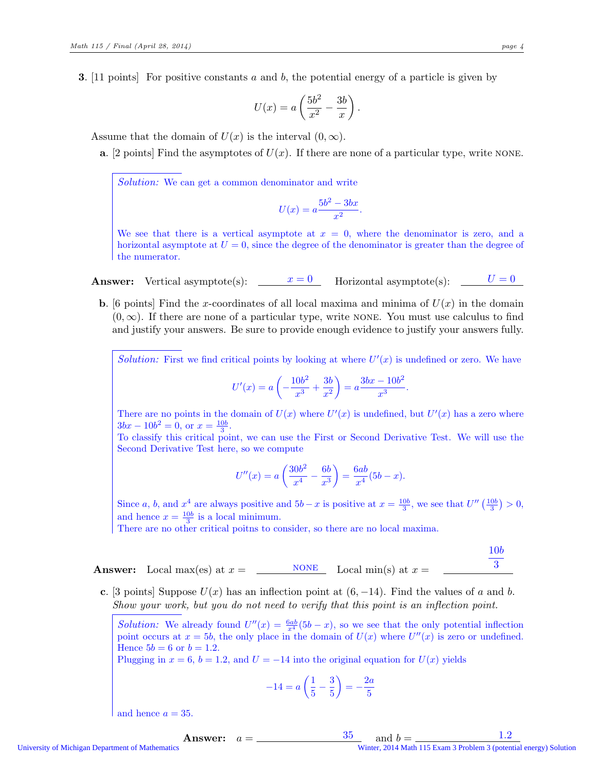**3.** [11 points] For positive constants $a$ and $b$, the potential energy of a particle is given by

$$U(x) = a\left(\frac{5b^2}{x^2} - \frac{3b}{x}\right).$$

Assume that the domain of $U(x)$ is the interval $(0, \infty)$.

**a.** [2 points] Find the asymptotes of $U(x)$. If there are none of a particular type, write NONE.

*Solution:* We can get a common denominator and write

$$U(x) = a\frac{5b^2 - 3bx}{x^2}.$$

We see that there is a vertical asymptote at $x = 0$, where the denominator is zero, and a horizontal asymptote at $U = 0$, since the degree of the denominator is greater than the degree of the numerator.

**Answer:** Vertical asymptote(s): $x = 0$ Horizontal asymptote(s): $U = 0$

**b.** [6 points] Find the $x$-coordinates of all local maxima and minima of $U(x)$ in the domain $(0, \infty)$. If there are none of a particular type, write NONE. You must use calculus to find and justify your answers. Be sure to provide enough evidence to justify your answers fully.

*Solution:* First we find critical points by looking at where $U'(x)$ is undefined or zero. We have

$$U'(x) = a\left(-\frac{10b^2}{x^3} + \frac{3b}{x^2}\right) = a\frac{3bx - 10b^2}{x^3}.$$

There are no points in the domain of $U(x)$ where $U'(x)$ is undefined, but $U'(x)$ has a zero where $3bx - 10b^2 = 0$, or $x = \frac{10b}{3}$.
To classify this critical point, we can use the First or Second Derivative Test. We will use the Second Derivative Test here, so we compute

$$U''(x) = a\left(\frac{30b^2}{x^4} - \frac{6b}{x^3}\right) = \frac{6ab}{x^4}(5b - x).$$

Since $a$, $b$, and $x^4$ are always positive and $5b - x$ is positive at $x = \frac{10b}{3}$, we see that $U''\left(\frac{10b}{3}\right) > 0$, and hence $x = \frac{10b}{3}$ is a local minimum.
There are no other critical poitns to consider, so there are no local maxima.

**Answer:** Local max(es) at $x =$ NONE Local min(s) at $x = \frac{10b}{3}$

**c.** [3 points] Suppose $U(x)$ has an inflection point at $(6, -14)$. Find the values of $a$ and $b$. *Show your work, but you do not need to verify that this point is an inflection point.*

*Solution:* We already found $U''(x) = \frac{6ab}{x^4}(5b - x)$, so we see that the only potential inflection point occurs at $x = 5b$, the only place in the domain of $U(x)$ where $U''(x)$ is zero or undefined. Hence $5b = 6$ or $b = 1.2$.
Plugging in $x = 6$, $b = 1.2$, and $U = -14$ into the original equation for $U(x)$ yields

$$-14 = a\left(\frac{1}{5} - \frac{3}{5}\right) = -\frac{2a}{5}$$

and hence $a = 35$.

**Answer:** $a =$ 35 and $b =$ 1.2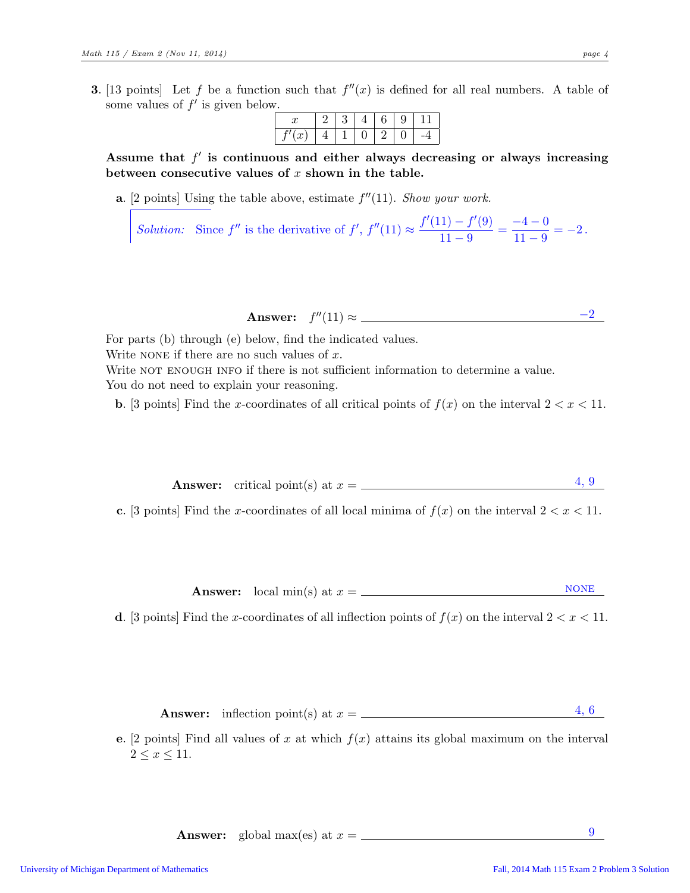**3.** [13 points] Let $f$ be a function such that $f''(x)$ is defined for all real numbers. A table of some values of $f'$ is given below.

| $x$ | 2 | 3 | 4 | 6 | 9 | 11 |
|---|---|---|---|---|---|---|
| $f'(x)$ | 4 | 1 | 0 | 2 | 0 | -4 |

**Assume that $f'$ is continuous and either always decreasing or always increasing between consecutive values of $x$ shown in the table.**

**a.** [2 points] Using the table above, estimate $f''(11)$. *Show your work.*

*Solution:* Since $f''$ is the derivative of $f'$, $f''(11) \approx \dfrac{f'(11) - f'(9)}{11 - 9} = \dfrac{-4 - 0}{11 - 9} = -2$.

**Answer:** $f''(11) \approx$ $-2$

For parts (b) through (e) below, find the indicated values.
Write NONE if there are no such values of $x$.
Write NOT ENOUGH INFO if there is not sufficient information to determine a value.
You do not need to explain your reasoning.

**b.** [3 points] Find the $x$-coordinates of all critical points of $f(x)$ on the interval $2 < x < 11$.

**Answer:** critical point(s) at $x =$ 4, 9

**c.** [3 points] Find the $x$-coordinates of all local minima of $f(x)$ on the interval $2 < x < 11$.

**Answer:** local min(s) at $x =$ NONE

**d.** [3 points] Find the $x$-coordinates of all inflection points of $f(x)$ on the interval $2 < x < 11$.

**Answer:** inflection point(s) at $x =$ 4, 6

**e.** [2 points] Find all values of $x$ at which $f(x)$ attains its global maximum on the interval $2 \leq x \leq 11$.

**Answer:** global max(es) at $x =$ 9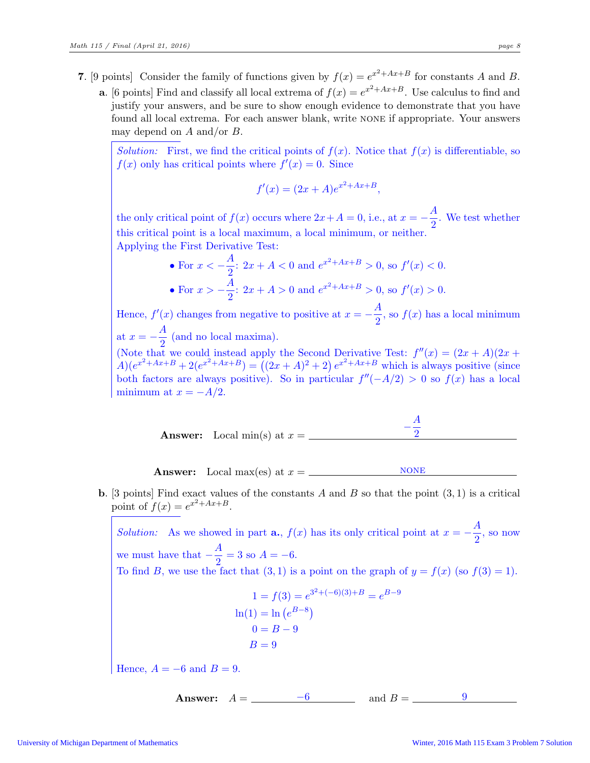**7.** [9 points] Consider the family of functions given by $f(x) = e^{x^2+Ax+B}$ for constants $A$ and $B$.

**a.** [6 points] Find and classify all local extrema of $f(x) = e^{x^2+Ax+B}$. Use calculus to find and justify your answers, and be sure to show enough evidence to demonstrate that you have found all local extrema. For each answer blank, write NONE if appropriate. Your answers may depend on $A$ and/or $B$.

*Solution:* First, we find the critical points of $f(x)$. Notice that $f(x)$ is differentiable, so $f(x)$ only has critical points where $f'(x) = 0$. Since

$$f'(x) = (2x + A)e^{x^2+Ax+B},$$

the only critical point of $f(x)$ occurs where $2x+A = 0$, i.e., at $x = -\dfrac{A}{2}$. We test whether this critical point is a local maximum, a local minimum, or neither.
Applying the First Derivative Test:

- For $x < -\dfrac{A}{2}$: $2x + A < 0$ and $e^{x^2+Ax+B} > 0$, so $f'(x) < 0$.
- For $x > -\dfrac{A}{2}$: $2x + A > 0$ and $e^{x^2+Ax+B} > 0$, so $f'(x) > 0$.

Hence, $f'(x)$ changes from negative to positive at $x = -\dfrac{A}{2}$, so $f(x)$ has a local minimum at $x = -\dfrac{A}{2}$ (and no local maxima).
(Note that we could instead apply the Second Derivative Test: $f''(x) = (2x + A)(2x + A)(e^{x^2+Ax+B} + 2(e^{x^2+Ax+B}) = \left((2x + A)^2 + 2\right) e^{x^2+Ax+B}$ which is always positive (since both factors are always positive). So in particular $f''(-A/2) > 0$ so $f(x)$ has a local minimum at $x = -A/2$.

**Answer:** Local min(s) at $x =$ $-\dfrac{A}{2}$

**Answer:** Local max(es) at $x =$ NONE

**b.** [3 points] Find exact values of the constants $A$ and $B$ so that the point $(3, 1)$ is a critical point of $f(x) = e^{x^2+Ax+B}$.

*Solution:* As we showed in part **a.**, $f(x)$ has its only critical point at $x = -\dfrac{A}{2}$, so now we must have that $-\dfrac{A}{2} = 3$ so $A = -6$.
To find $B$, we use the fact that $(3, 1)$ is a point on the graph of $y = f(x)$ (so $f(3) = 1$).

$$\begin{aligned}
1 = f(3) &= e^{3^2+(-6)(3)+B} = e^{B-9} \\
\ln(1) &= \ln\left(e^{B-8}\right) \\
0 &= B - 9 \\
B &= 9
\end{aligned}$$

Hence, $A = -6$ and $B = 9$.

**Answer:** $A =$ $-6$ and $B =$ $9$